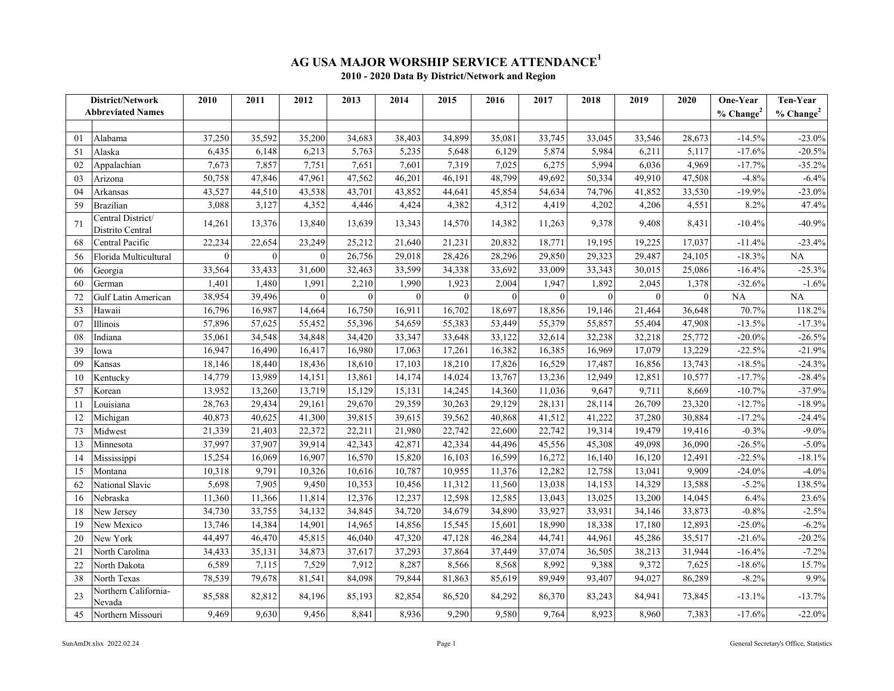# AG USA MAJOR WORSHIP SERVICE ATTENDANCE[1]

## 2010 - 2020 Data By District/Network and Region

| | District/Network Abbreviated Names | 2010 | 2011 | 2012 | 2013 | 2014 | 2015 | 2016 | 2017 | 2018 | 2019 | 2020 | One-Year % Change[2] | Ten-Year % Change[2] |
|---|---|---|---|---|---|---|---|---|---|---|---|---|---|---|
| 01 | Alabama | 37,250 | 35,592 | 35,200 | 34,683 | 38,403 | 34,899 | 35,081 | 33,745 | 33,045 | 33,546 | 28,673 | -14.5% | -23.0% |
| 51 | Alaska | 6,435 | 6,148 | 6,213 | 5,763 | 5,235 | 5,648 | 6,129 | 5,874 | 5,984 | 6,211 | 5,117 | -17.6% | -20.5% |
| 02 | Appalachian | 7,673 | 7,857 | 7,751 | 7,651 | 7,601 | 7,319 | 7,025 | 6,275 | 5,994 | 6,036 | 4,969 | -17.7% | -35.2% |
| 03 | Arizona | 50,758 | 47,846 | 47,961 | 47,562 | 46,201 | 46,191 | 48,799 | 49,692 | 50,334 | 49,910 | 47,508 | -4.8% | -6.4% |
| 04 | Arkansas | 43,527 | 44,510 | 43,538 | 43,701 | 43,852 | 44,641 | 45,854 | 54,634 | 74,796 | 41,852 | 33,530 | -19.9% | -23.0% |
| 59 | Brazilian | 3,088 | 3,127 | 4,352 | 4,446 | 4,424 | 4,382 | 4,312 | 4,419 | 4,202 | 4,206 | 4,551 | 8.2% | 47.4% |
| 71 | Central District/ Distrito Central | 14,261 | 13,376 | 13,840 | 13,639 | 13,343 | 14,570 | 14,382 | 11,263 | 9,378 | 9,408 | 8,431 | -10.4% | -40.9% |
| 68 | Central Pacific | 22,234 | 22,654 | 23,249 | 25,212 | 21,640 | 21,231 | 20,832 | 18,771 | 19,195 | 19,225 | 17,037 | -11.4% | -23.4% |
| 56 | Florida Multicultural | 0 | 0 | 0 | 26,756 | 29,018 | 28,426 | 28,296 | 29,850 | 29,323 | 29,487 | 24,105 | -18.3% | NA |
| 06 | Georgia | 33,564 | 33,433 | 31,600 | 32,463 | 33,599 | 34,338 | 33,692 | 33,009 | 33,343 | 30,015 | 25,086 | -16.4% | -25.3% |
| 60 | German | 1,401 | 1,480 | 1,991 | 2,210 | 1,990 | 1,923 | 2,004 | 1,947 | 1,892 | 2,045 | 1,378 | -32.6% | -1.6% |
| 72 | Gulf Latin American | 38,954 | 39,496 | 0 | 0 | 0 | 0 | 0 | 0 | 0 | 0 | 0 | NA | NA |
| 53 | Hawaii | 16,796 | 16,987 | 14,664 | 16,750 | 16,911 | 16,702 | 18,697 | 18,856 | 19,146 | 21,464 | 36,648 | 70.7% | 118.2% |
| 07 | Illinois | 57,896 | 57,625 | 55,452 | 55,396 | 54,659 | 55,383 | 53,449 | 55,379 | 55,857 | 55,404 | 47,908 | -13.5% | -17.3% |
| 08 | Indiana | 35,061 | 34,548 | 34,848 | 34,420 | 33,347 | 33,648 | 33,122 | 32,614 | 32,238 | 32,218 | 25,772 | -20.0% | -26.5% |
| 39 | Iowa | 16,947 | 16,490 | 16,417 | 16,980 | 17,063 | 17,261 | 16,382 | 16,385 | 16,969 | 17,079 | 13,229 | -22.5% | -21.9% |
| 09 | Kansas | 18,146 | 18,440 | 18,436 | 18,610 | 17,103 | 18,210 | 17,826 | 16,529 | 17,487 | 16,856 | 13,743 | -18.5% | -24.3% |
| 10 | Kentucky | 14,779 | 13,989 | 14,151 | 13,861 | 14,174 | 14,024 | 13,767 | 13,236 | 12,949 | 12,851 | 10,577 | -17.7% | -28.4% |
| 57 | Korean | 13,952 | 13,260 | 13,719 | 15,129 | 15,131 | 14,245 | 14,360 | 11,036 | 9,647 | 9,711 | 8,669 | -10.7% | -37.9% |
| 11 | Louisiana | 28,763 | 29,434 | 29,161 | 29,670 | 29,359 | 30,263 | 29,129 | 28,131 | 28,114 | 26,709 | 23,320 | -12.7% | -18.9% |
| 12 | Michigan | 40,873 | 40,625 | 41,300 | 39,815 | 39,615 | 39,562 | 40,868 | 41,512 | 41,222 | 37,280 | 30,884 | -17.2% | -24.4% |
| 73 | Midwest | 21,339 | 21,403 | 22,372 | 22,211 | 21,980 | 22,742 | 22,600 | 22,742 | 19,314 | 19,479 | 19,416 | -0.3% | -9.0% |
| 13 | Minnesota | 37,997 | 37,907 | 39,914 | 42,343 | 42,871 | 42,334 | 44,496 | 45,556 | 45,308 | 49,098 | 36,090 | -26.5% | -5.0% |
| 14 | Mississippi | 15,254 | 16,069 | 16,907 | 16,570 | 15,820 | 16,103 | 16,599 | 16,272 | 16,140 | 16,120 | 12,491 | -22.5% | -18.1% |
| 15 | Montana | 10,318 | 9,791 | 10,326 | 10,616 | 10,787 | 10,955 | 11,376 | 12,282 | 12,758 | 13,041 | 9,909 | -24.0% | -4.0% |
| 62 | National Slavic | 5,698 | 7,905 | 9,450 | 10,353 | 10,456 | 11,312 | 11,560 | 13,038 | 14,153 | 14,329 | 13,588 | -5.2% | 138.5% |
| 16 | Nebraska | 11,360 | 11,366 | 11,814 | 12,376 | 12,237 | 12,598 | 12,585 | 13,043 | 13,025 | 13,200 | 14,045 | 6.4% | 23.6% |
| 18 | New Jersey | 34,730 | 33,755 | 34,132 | 34,845 | 34,720 | 34,679 | 34,890 | 33,927 | 33,931 | 34,146 | 33,873 | -0.8% | -2.5% |
| 19 | New Mexico | 13,746 | 14,384 | 14,901 | 14,965 | 14,856 | 15,545 | 15,601 | 18,990 | 18,338 | 17,180 | 12,893 | -25.0% | -6.2% |
| 20 | New York | 44,497 | 46,470 | 45,815 | 46,040 | 47,320 | 47,128 | 46,284 | 44,741 | 44,961 | 45,286 | 35,517 | -21.6% | -20.2% |
| 21 | North Carolina | 34,433 | 35,131 | 34,873 | 37,617 | 37,293 | 37,864 | 37,449 | 37,074 | 36,505 | 38,213 | 31,944 | -16.4% | -7.2% |
| 22 | North Dakota | 6,589 | 7,115 | 7,529 | 7,912 | 8,287 | 8,566 | 8,568 | 8,992 | 9,388 | 9,372 | 7,625 | -18.6% | 15.7% |
| 38 | North Texas | 78,539 | 79,678 | 81,541 | 84,098 | 79,844 | 81,863 | 85,619 | 89,949 | 93,407 | 94,027 | 86,289 | -8.2% | 9.9% |
| 23 | Northern California-Nevada | 85,588 | 82,812 | 84,196 | 85,193 | 82,854 | 86,520 | 84,292 | 86,370 | 83,243 | 84,941 | 73,845 | -13.1% | -13.7% |
| 45 | Northern Missouri | 9,469 | 9,630 | 9,456 | 8,841 | 8,936 | 9,290 | 9,580 | 9,764 | 8,923 | 8,960 | 7,383 | -17.6% | -22.0% |

SunAmDt.xlsx 2022.02.24 — General Secretary's Office, Statistics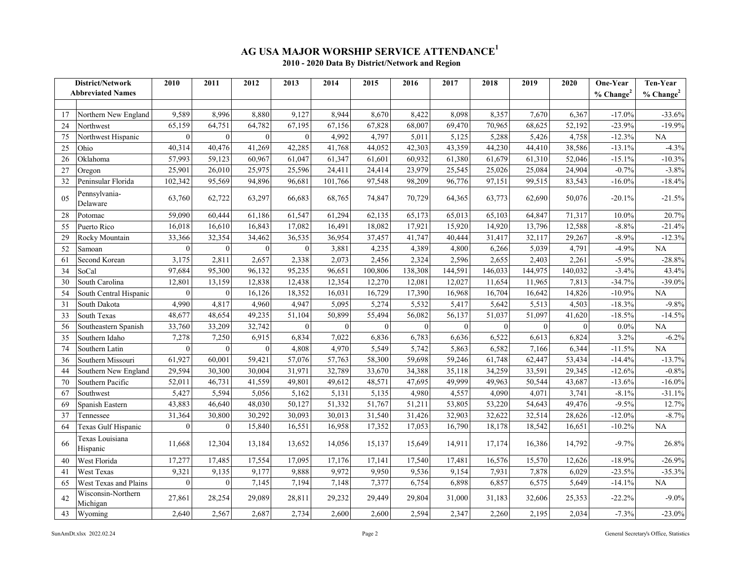# AG USA MAJOR WORSHIP SERVICE ATTENDANCE[1]

**2010 - 2020 Data By District/Network and Region**

| | District/Network Abbreviated Names | 2010 | 2011 | 2012 | 2013 | 2014 | 2015 | 2016 | 2017 | 2018 | 2019 | 2020 | One-Year % Change[2] | Ten-Year % Change[2] |
|---|---|---|---|---|---|---|---|---|---|---|---|---|---|---|
| 17 | Northern New England | 9,589 | 8,996 | 8,880 | 9,127 | 8,944 | 8,670 | 8,422 | 8,098 | 8,357 | 7,670 | 6,367 | -17.0% | -33.6% |
| 24 | Northwest | 65,159 | 64,751 | 64,782 | 67,195 | 67,156 | 67,828 | 68,007 | 69,470 | 70,965 | 68,625 | 52,192 | -23.9% | -19.9% |
| 75 | Northwest Hispanic | 0 | 0 | 0 | 0 | 4,992 | 4,797 | 5,011 | 5,125 | 5,288 | 5,426 | 4,758 | -12.3% | NA |
| 25 | Ohio | 40,314 | 40,476 | 41,269 | 42,285 | 41,768 | 44,052 | 42,303 | 43,359 | 44,230 | 44,410 | 38,586 | -13.1% | -4.3% |
| 26 | Oklahoma | 57,993 | 59,123 | 60,967 | 61,047 | 61,347 | 61,601 | 60,932 | 61,380 | 61,679 | 61,310 | 52,046 | -15.1% | -10.3% |
| 27 | Oregon | 25,901 | 26,010 | 25,975 | 25,596 | 24,411 | 24,414 | 23,979 | 25,545 | 25,026 | 25,084 | 24,904 | -0.7% | -3.8% |
| 32 | Peninsular Florida | 102,342 | 95,569 | 94,896 | 96,681 | 101,766 | 97,548 | 98,209 | 96,776 | 97,151 | 99,515 | 83,543 | -16.0% | -18.4% |
| 05 | Pennsylvania-Delaware | 63,760 | 62,722 | 63,297 | 66,683 | 68,765 | 74,847 | 70,729 | 64,365 | 63,773 | 62,690 | 50,076 | -20.1% | -21.5% |
| 28 | Potomac | 59,090 | 60,444 | 61,186 | 61,547 | 61,294 | 62,135 | 65,173 | 65,013 | 65,103 | 64,847 | 71,317 | 10.0% | 20.7% |
| 55 | Puerto Rico | 16,018 | 16,610 | 16,843 | 17,082 | 16,491 | 18,082 | 17,921 | 15,920 | 14,920 | 13,796 | 12,588 | -8.8% | -21.4% |
| 29 | Rocky Mountain | 33,366 | 32,354 | 34,462 | 36,535 | 36,954 | 37,457 | 41,747 | 40,444 | 31,417 | 32,117 | 29,267 | -8.9% | -12.3% |
| 52 | Samoan | 0 | 0 | 0 | 0 | 3,881 | 4,235 | 4,389 | 4,800 | 6,266 | 5,039 | 4,791 | -4.9% | NA |
| 61 | Second Korean | 3,175 | 2,811 | 2,657 | 2,338 | 2,073 | 2,456 | 2,324 | 2,596 | 2,655 | 2,403 | 2,261 | -5.9% | -28.8% |
| 34 | SoCal | 97,684 | 95,300 | 96,132 | 95,235 | 96,651 | 100,806 | 138,308 | 144,591 | 146,033 | 144,975 | 140,032 | -3.4% | 43.4% |
| 30 | South Carolina | 12,801 | 13,159 | 12,838 | 12,438 | 12,354 | 12,270 | 12,081 | 12,027 | 11,654 | 11,965 | 7,813 | -34.7% | -39.0% |
| 54 | South Central Hispanic | 0 | 0 | 16,126 | 18,352 | 16,031 | 16,729 | 17,390 | 16,968 | 16,704 | 16,642 | 14,826 | -10.9% | NA |
| 31 | South Dakota | 4,990 | 4,817 | 4,960 | 4,947 | 5,095 | 5,274 | 5,532 | 5,417 | 5,642 | 5,513 | 4,503 | -18.3% | -9.8% |
| 33 | South Texas | 48,677 | 48,654 | 49,235 | 51,104 | 50,899 | 55,494 | 56,082 | 56,137 | 51,037 | 51,097 | 41,620 | -18.5% | -14.5% |
| 56 | Southeastern Spanish | 33,760 | 33,209 | 32,742 | 0 | 0 | 0 | 0 | 0 | 0 | 0 | 0 | 0.0% | NA |
| 35 | Southern Idaho | 7,278 | 7,250 | 6,915 | 6,834 | 7,022 | 6,836 | 6,783 | 6,636 | 6,522 | 6,613 | 6,824 | 3.2% | -6.2% |
| 74 | Southern Latin | 0 | 0 | 0 | 4,808 | 4,970 | 5,549 | 5,742 | 5,863 | 6,582 | 7,166 | 6,344 | -11.5% | NA |
| 36 | Southern Missouri | 61,927 | 60,001 | 59,421 | 57,076 | 57,763 | 58,300 | 59,698 | 59,246 | 61,748 | 62,447 | 53,434 | -14.4% | -13.7% |
| 44 | Southern New England | 29,594 | 30,300 | 30,004 | 31,971 | 32,789 | 33,670 | 34,388 | 35,118 | 34,259 | 33,591 | 29,345 | -12.6% | -0.8% |
| 70 | Southern Pacific | 52,011 | 46,731 | 41,559 | 49,801 | 49,612 | 48,571 | 47,695 | 49,999 | 49,963 | 50,544 | 43,687 | -13.6% | -16.0% |
| 67 | Southwest | 5,427 | 5,594 | 5,056 | 5,162 | 5,131 | 5,135 | 4,980 | 4,557 | 4,090 | 4,071 | 3,741 | -8.1% | -31.1% |
| 69 | Spanish Eastern | 43,883 | 46,640 | 48,030 | 50,127 | 51,332 | 51,767 | 51,211 | 53,805 | 53,220 | 54,643 | 49,476 | -9.5% | 12.7% |
| 37 | Tennessee | 31,364 | 30,800 | 30,292 | 30,093 | 30,013 | 31,540 | 31,426 | 32,903 | 32,622 | 32,514 | 28,626 | -12.0% | -8.7% |
| 64 | Texas Gulf Hispanic | 0 | 0 | 15,840 | 16,551 | 16,958 | 17,352 | 17,053 | 16,790 | 18,178 | 18,542 | 16,651 | -10.2% | NA |
| 66 | Texas Louisiana Hispanic | 11,668 | 12,304 | 13,184 | 13,652 | 14,056 | 15,137 | 15,649 | 14,911 | 17,174 | 16,386 | 14,792 | -9.7% | 26.8% |
| 40 | West Florida | 17,277 | 17,485 | 17,554 | 17,095 | 17,176 | 17,141 | 17,540 | 17,481 | 16,576 | 15,570 | 12,626 | -18.9% | -26.9% |
| 41 | West Texas | 9,321 | 9,135 | 9,177 | 9,888 | 9,972 | 9,950 | 9,536 | 9,154 | 7,931 | 7,878 | 6,029 | -23.5% | -35.3% |
| 65 | West Texas and Plains | 0 | 0 | 7,145 | 7,194 | 7,148 | 7,377 | 6,754 | 6,898 | 6,857 | 6,575 | 5,649 | -14.1% | NA |
| 42 | Wisconsin-Northern Michigan | 27,861 | 28,254 | 29,089 | 28,811 | 29,232 | 29,449 | 29,804 | 31,000 | 31,183 | 32,606 | 25,353 | -22.2% | -9.0% |
| 43 | Wyoming | 2,640 | 2,567 | 2,687 | 2,734 | 2,600 | 2,600 | 2,594 | 2,347 | 2,260 | 2,195 | 2,034 | -7.3% | -23.0% |

SunAmDt.xlsx 2022.02.24 — General Secretary's Office, Statistics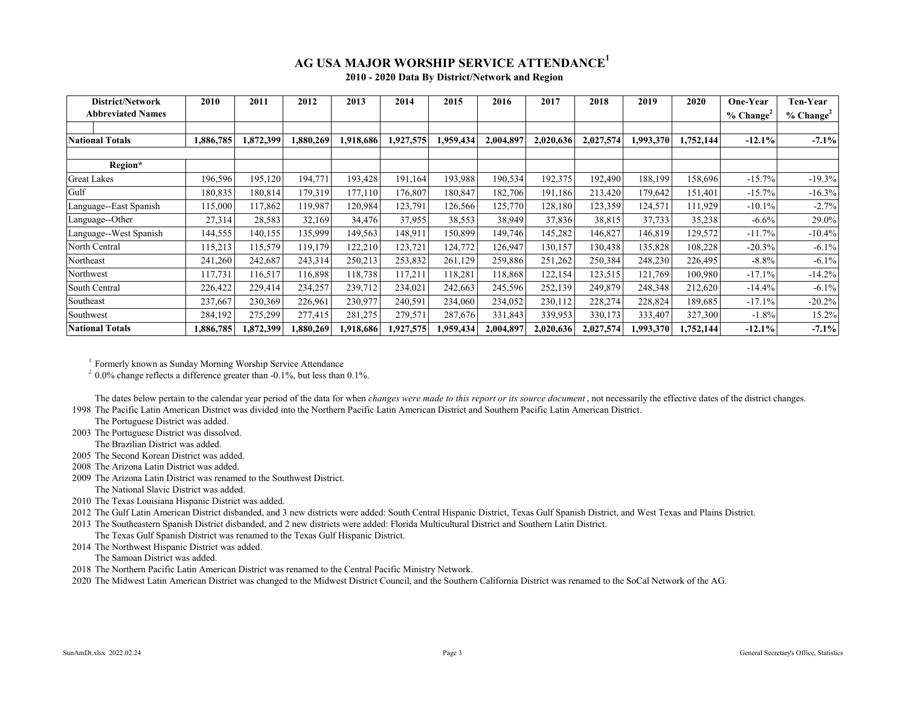# AG USA MAJOR WORSHIP SERVICE ATTENDANCE[1]

**2010 - 2020 Data By District/Network and Region**

| District/Network Abbreviated Names | 2010 | 2011 | 2012 | 2013 | 2014 | 2015 | 2016 | 2017 | 2018 | 2019 | 2020 | One-Year % Change[2] | Ten-Year % Change[2] |
|---|---|---|---|---|---|---|---|---|---|---|---|---|---|
| | | | | | | | | | | | | | |
| **National Totals** | **1,886,785** | **1,872,399** | **1,880,269** | **1,918,686** | **1,927,575** | **1,959,434** | **2,004,897** | **2,020,636** | **2,027,574** | **1,993,370** | **1,752,144** | **-12.1%** | **-7.1%** |
| | | | | | | | | | | | | | |
| **Region*** | | | | | | | | | | | | | |
| Great Lakes | 196,596 | 195,120 | 194,771 | 193,428 | 191,164 | 193,988 | 190,534 | 192,375 | 192,490 | 188,199 | 158,696 | -15.7% | -19.3% |
| Gulf | 180,835 | 180,814 | 179,319 | 177,110 | 176,807 | 180,847 | 182,706 | 191,186 | 213,420 | 179,642 | 151,401 | -15.7% | -16.3% |
| Language--East Spanish | 115,000 | 117,862 | 119,987 | 120,984 | 123,791 | 126,566 | 125,770 | 128,180 | 123,359 | 124,571 | 111,929 | -10.1% | -2.7% |
| Language--Other | 27,314 | 28,583 | 32,169 | 34,476 | 37,955 | 38,553 | 38,949 | 37,836 | 38,815 | 37,733 | 35,238 | -6.6% | 29.0% |
| Language--West Spanish | 144,555 | 140,155 | 135,999 | 149,563 | 148,911 | 150,899 | 149,746 | 145,282 | 146,827 | 146,819 | 129,572 | -11.7% | -10.4% |
| North Central | 115,213 | 115,579 | 119,179 | 122,210 | 123,721 | 124,772 | 126,947 | 130,157 | 130,438 | 135,828 | 108,228 | -20.3% | -6.1% |
| Northeast | 241,260 | 242,687 | 243,314 | 250,213 | 253,832 | 261,129 | 259,886 | 251,262 | 250,384 | 248,230 | 226,495 | -8.8% | -6.1% |
| Northwest | 117,731 | 116,517 | 116,898 | 118,738 | 117,211 | 118,281 | 118,868 | 122,154 | 123,515 | 121,769 | 100,980 | -17.1% | -14.2% |
| South Central | 226,422 | 229,414 | 234,257 | 239,712 | 234,021 | 242,663 | 245,596 | 252,139 | 249,879 | 248,348 | 212,620 | -14.4% | -6.1% |
| Southeast | 237,667 | 230,369 | 226,961 | 230,977 | 240,591 | 234,060 | 234,052 | 230,112 | 228,274 | 228,824 | 189,685 | -17.1% | -20.2% |
| Southwest | 284,192 | 275,299 | 277,415 | 281,275 | 279,571 | 287,676 | 331,843 | 339,953 | 330,173 | 333,407 | 327,300 | -1.8% | 15.2% |
| **National Totals** | **1,886,785** | **1,872,399** | **1,880,269** | **1,918,686** | **1,927,575** | **1,959,434** | **2,004,897** | **2,020,636** | **2,027,574** | **1,993,370** | **1,752,144** | **-12.1%** | **-7.1%** |

[1] Formerly known as Sunday Morning Worship Service Attendance

[2] 0.0% change reflects a difference greater than -0.1%, but less than 0.1%.

The dates below pertain to the calendar year period of the data for when *changes were made to this report or its source document*, not necessarily the effective dates of the district changes.

1998 The Pacific Latin American District was divided into the Northern Pacific Latin American District and Southern Pacific Latin American District.
The Portuguese District was added.

2003 The Portuguese District was dissolved.
The Brazilian District was added.

2005 The Second Korean District was added.

2008 The Arizona Latin District was added.

2009 The Arizona Latin District was renamed to the Southwest District.
The National Slavic District was added.

2010 The Texas Louisiana Hispanic District was added.

2012 The Gulf Latin American District disbanded, and 3 new districts were added: South Central Hispanic District, Texas Gulf Spanish District, and West Texas and Plains District.

2013 The Southeastern Spanish District disbanded, and 2 new districts were added: Florida Multicultural District and Southern Latin District.
The Texas Gulf Spanish District was renamed to the Texas Gulf Hispanic District.

2014 The Northwest Hispanic District was added.
The Samoan District was added.

2018 The Northern Pacific Latin American District was renamed to the Central Pacific Ministry Network.

2020 The Midwest Latin American District was changed to the Midwest District Council, and the Southern California District was renamed to the SoCal Network of the AG.